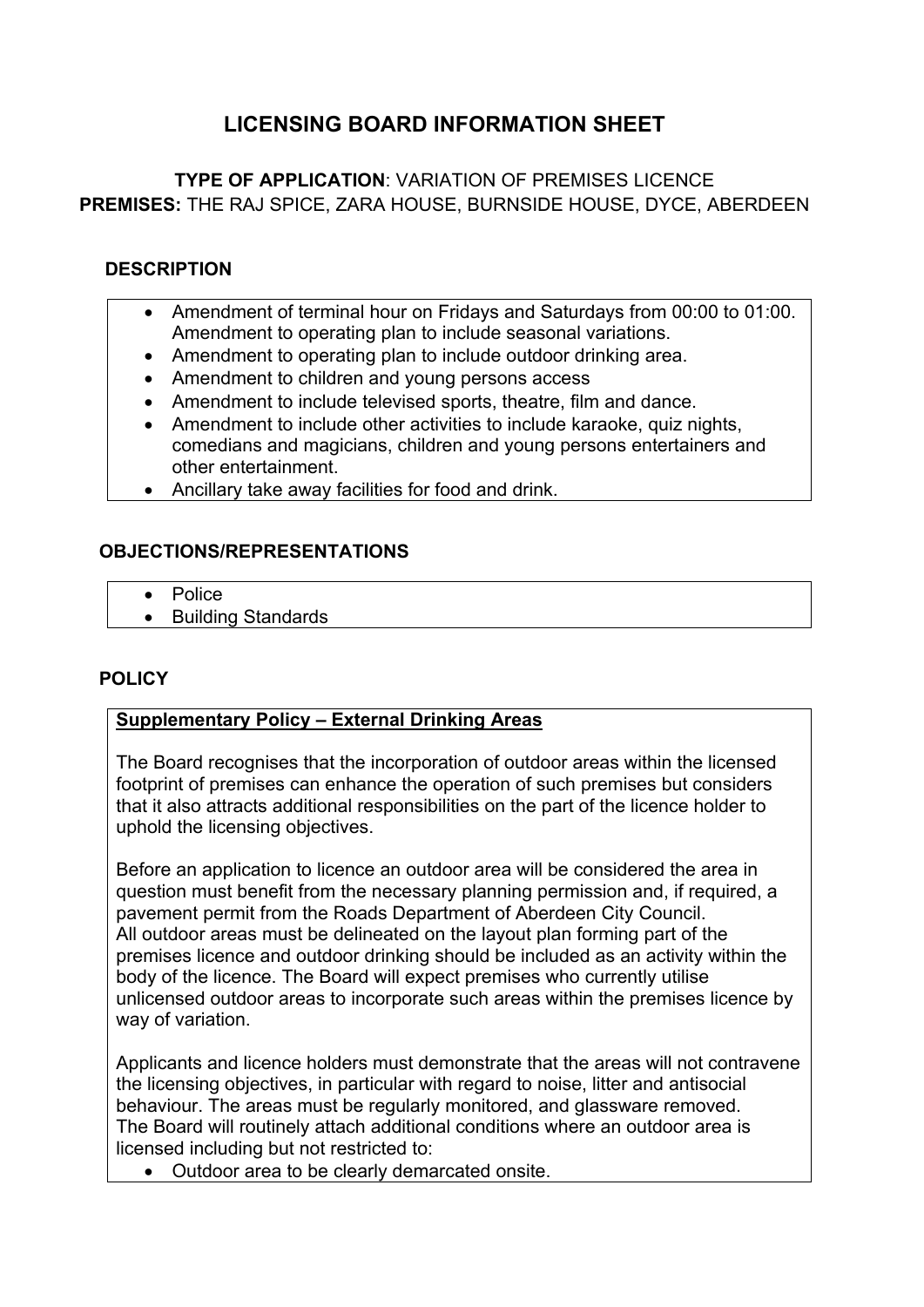# LICENSING BOARD INFORMATION SHEET

**TYPE OF APPLICATION**: VARIATION OF PREMISES LICENCE
**PREMISES:** THE RAJ SPICE, ZARA HOUSE, BURNSIDE HOUSE, DYCE, ABERDEEN

## DESCRIPTION

- Amendment of terminal hour on Fridays and Saturdays from 00:00 to 01:00. Amendment to operating plan to include seasonal variations.
- Amendment to operating plan to include outdoor drinking area.
- Amendment to children and young persons access
- Amendment to include televised sports, theatre, film and dance.
- Amendment to include other activities to include karaoke, quiz nights, comedians and magicians, children and young persons entertainers and other entertainment.
- Ancillary take away facilities for food and drink.

## OBJECTIONS/REPRESENTATIONS

- Police
- Building Standards

## POLICY

**Supplementary Policy – External Drinking Areas**

The Board recognises that the incorporation of outdoor areas within the licensed footprint of premises can enhance the operation of such premises but considers that it also attracts additional responsibilities on the part of the licence holder to uphold the licensing objectives.

Before an application to licence an outdoor area will be considered the area in question must benefit from the necessary planning permission and, if required, a pavement permit from the Roads Department of Aberdeen City Council.
All outdoor areas must be delineated on the layout plan forming part of the premises licence and outdoor drinking should be included as an activity within the body of the licence. The Board will expect premises who currently utilise unlicensed outdoor areas to incorporate such areas within the premises licence by way of variation.

Applicants and licence holders must demonstrate that the areas will not contravene the licensing objectives, in particular with regard to noise, litter and antisocial behaviour. The areas must be regularly monitored, and glassware removed.
The Board will routinely attach additional conditions where an outdoor area is licensed including but not restricted to:

- Outdoor area to be clearly demarcated onsite.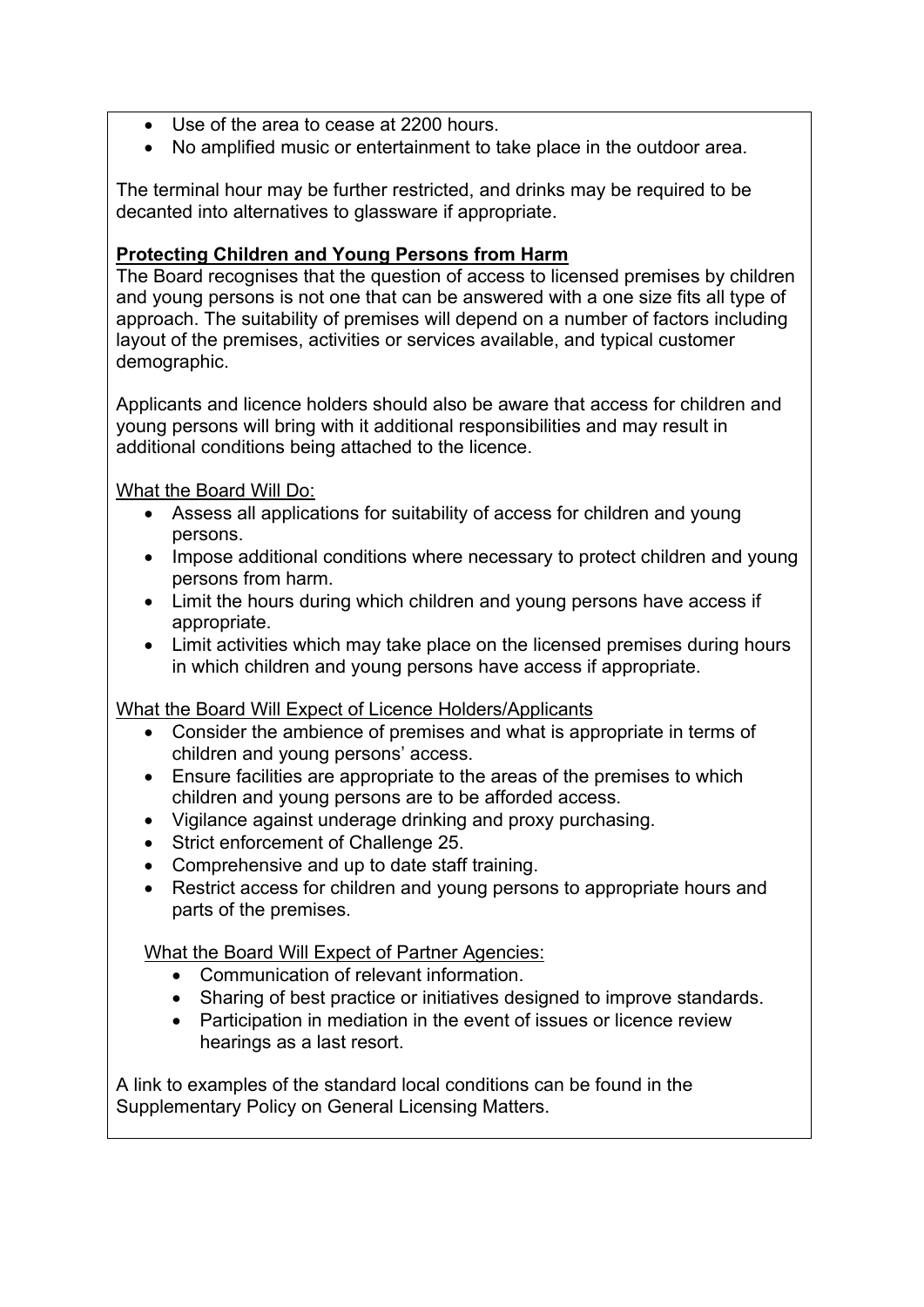- Use of the area to cease at 2200 hours.
- No amplified music or entertainment to take place in the outdoor area.

The terminal hour may be further restricted, and drinks may be required to be decanted into alternatives to glassware if appropriate.

**Protecting Children and Young Persons from Harm**

The Board recognises that the question of access to licensed premises by children and young persons is not one that can be answered with a one size fits all type of approach. The suitability of premises will depend on a number of factors including layout of the premises, activities or services available, and typical customer demographic.

Applicants and licence holders should also be aware that access for children and young persons will bring with it additional responsibilities and may result in additional conditions being attached to the licence.

What the Board Will Do:

- Assess all applications for suitability of access for children and young persons.
- Impose additional conditions where necessary to protect children and young persons from harm.
- Limit the hours during which children and young persons have access if appropriate.
- Limit activities which may take place on the licensed premises during hours in which children and young persons have access if appropriate.

What the Board Will Expect of Licence Holders/Applicants

- Consider the ambience of premises and what is appropriate in terms of children and young persons' access.
- Ensure facilities are appropriate to the areas of the premises to which children and young persons are to be afforded access.
- Vigilance against underage drinking and proxy purchasing.
- Strict enforcement of Challenge 25.
- Comprehensive and up to date staff training.
- Restrict access for children and young persons to appropriate hours and parts of the premises.

What the Board Will Expect of Partner Agencies:

- Communication of relevant information.
- Sharing of best practice or initiatives designed to improve standards.
- Participation in mediation in the event of issues or licence review hearings as a last resort.

A link to examples of the standard local conditions can be found in the Supplementary Policy on General Licensing Matters.